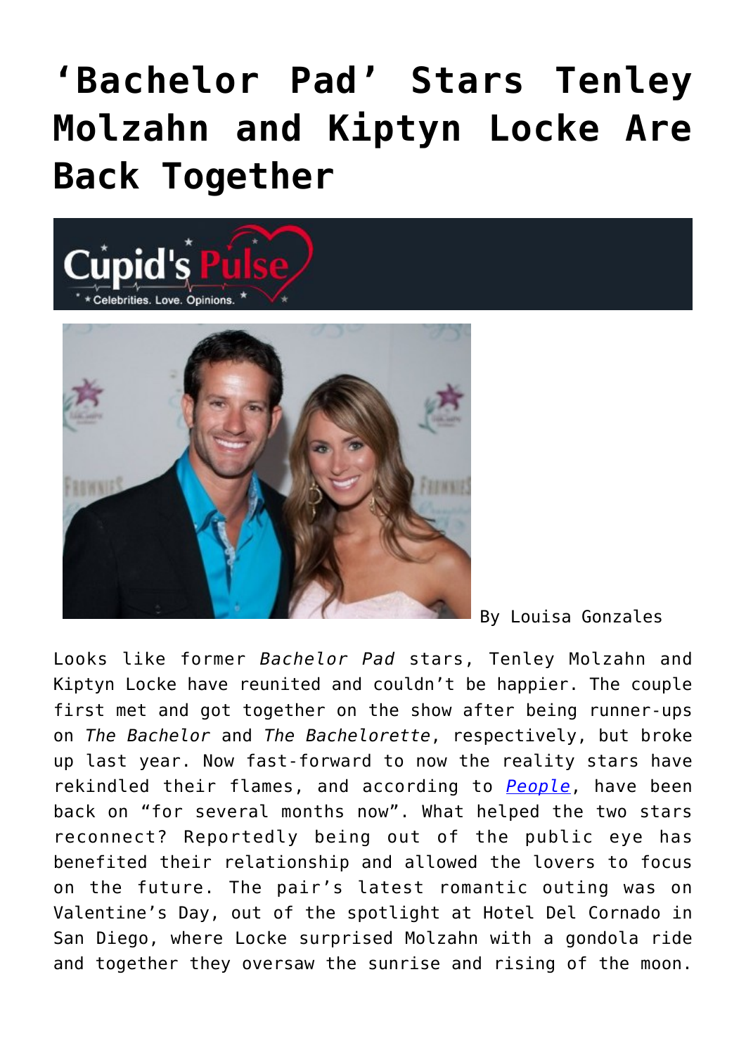# 'Bachelor Pad' Stars Tenley Molzahn and Kiptyn Locke Are Back Together

By Louisa Gonzales

Looks like former *Bachelor Pad* stars, Tenley Molzahn and Kiptyn Locke have reunited and couldn't be happier. The couple first met and got together on the show after being runner-ups on *The Bachelor* and *The Bachelorette*, respectively, but broke up last year. Now fast-forward to now the reality stars have rekindled their flames, and according to *People*, have been back on "for several months now". What helped the two stars reconnect? Reportedly being out of the public eye has benefited their relationship and allowed the lovers to focus on the future. The pair's latest romantic outing was on Valentine's Day, out of the spotlight at Hotel Del Cornado in San Diego, where Locke surprised Molzahn with a gondola ride and together they oversaw the sunrise and rising of the moon.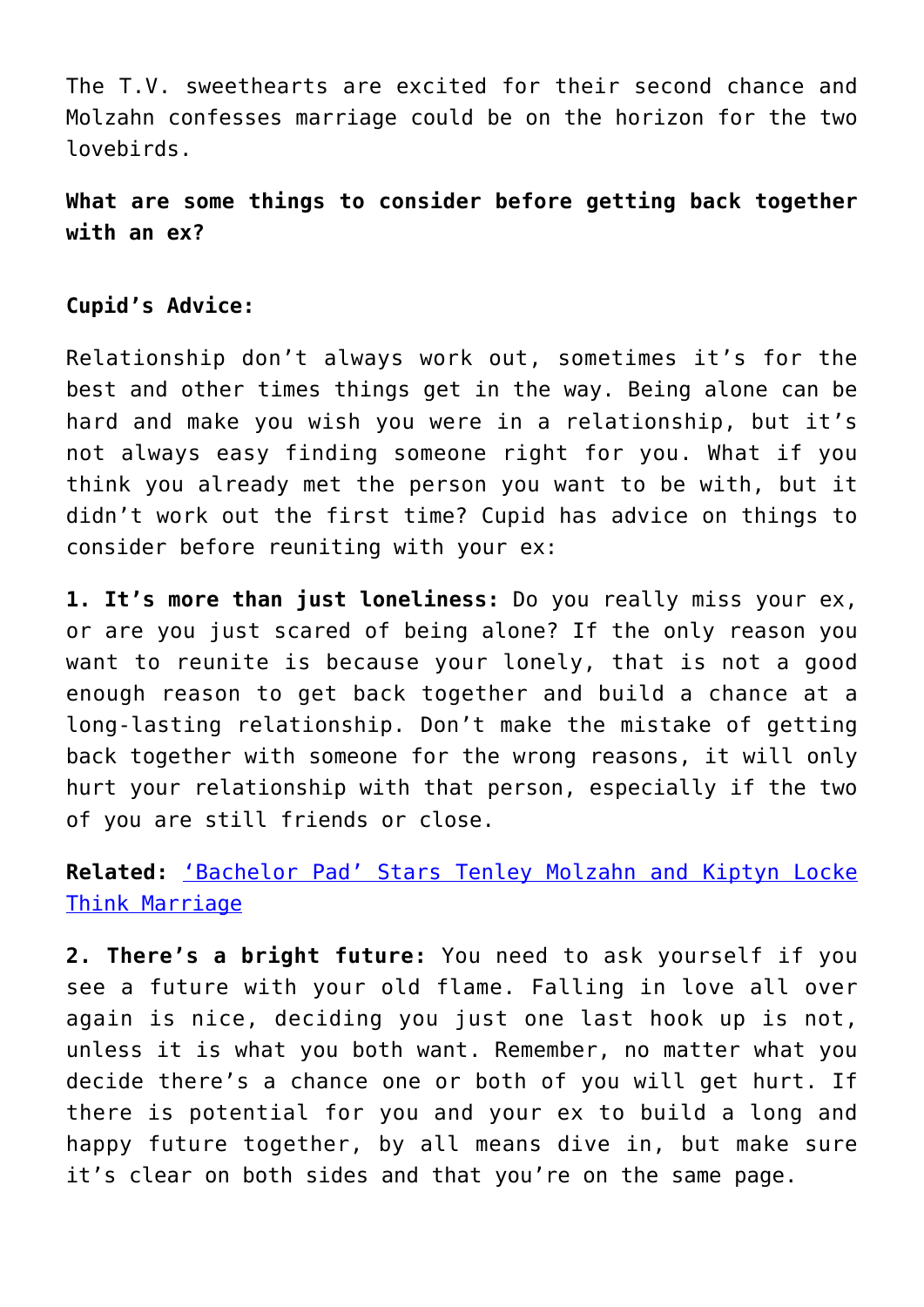The T.V. sweethearts are excited for their second chance and Molzahn confesses marriage could be on the horizon for the two lovebirds.

**What are some things to consider before getting back together with an ex?**

**Cupid's Advice:**

Relationship don't always work out, sometimes it's for the best and other times things get in the way. Being alone can be hard and make you wish you were in a relationship, but it's not always easy finding someone right for you. What if you think you already met the person you want to be with, but it didn't work out the first time? Cupid has advice on things to consider before reuniting with your ex:

**1. It's more than just loneliness:** Do you really miss your ex, or are you just scared of being alone? If the only reason you want to reunite is because your lonely, that is not a good enough reason to get back together and build a chance at a long-lasting relationship. Don't make the mistake of getting back together with someone for the wrong reasons, it will only hurt your relationship with that person, especially if the two of you are still friends or close.

**Related:** ['Bachelor Pad' Stars Tenley Molzahn and Kiptyn Locke Think Marriage]()

**2. There's a bright future:** You need to ask yourself if you see a future with your old flame. Falling in love all over again is nice, deciding you just one last hook up is not, unless it is what you both want. Remember, no matter what you decide there's a chance one or both of you will get hurt. If there is potential for you and your ex to build a long and happy future together, by all means dive in, but make sure it's clear on both sides and that you're on the same page.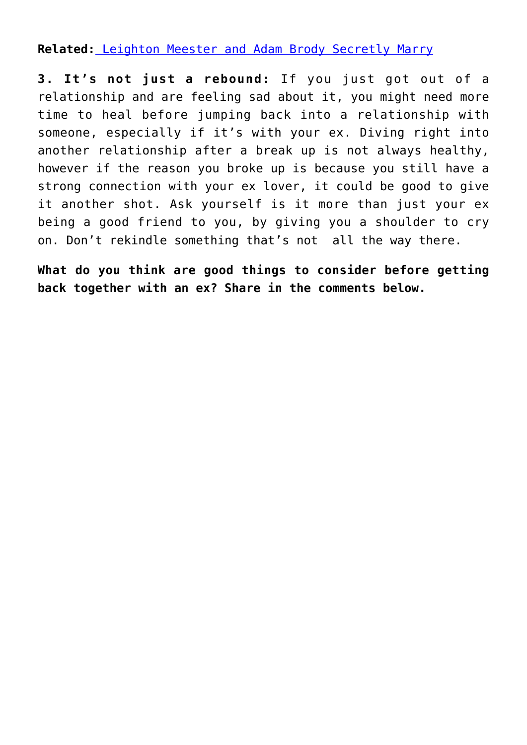**Related:** [Leighton Meester and Adam Brody Secretly Marry]

**3. It's not just a rebound:** If you just got out of a relationship and are feeling sad about it, you might need more time to heal before jumping back into a relationship with someone, especially if it's with your ex. Diving right into another relationship after a break up is not always healthy, however if the reason you broke up is because you still have a strong connection with your ex lover, it could be good to give it another shot. Ask yourself is it more than just your ex being a good friend to you, by giving you a shoulder to cry on. Don't rekindle something that's not all the way there.

**What do you think are good things to consider before getting back together with an ex? Share in the comments below.**